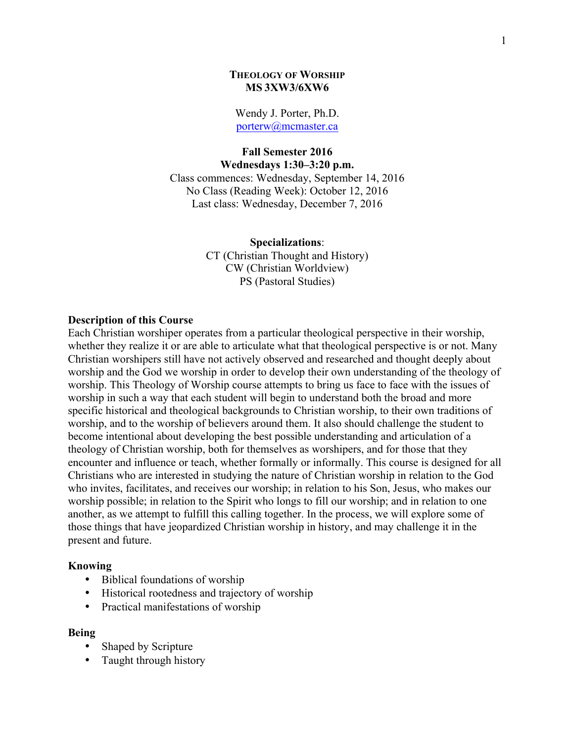# THEOLOGY OF WORSHIP
## MS 3XW3/6XW6

Wendy J. Porter, Ph.D.
porterw@mcmaster.ca

**Fall Semester 2016**
**Wednesdays 1:30–3:20 p.m.**
Class commences: Wednesday, September 14, 2016
No Class (Reading Week): October 12, 2016
Last class: Wednesday, December 7, 2016

**Specializations**:
CT (Christian Thought and History)
CW (Christian Worldview)
PS (Pastoral Studies)

### Description of this Course

Each Christian worshiper operates from a particular theological perspective in their worship, whether they realize it or are able to articulate what that theological perspective is or not. Many Christian worshipers still have not actively observed and researched and thought deeply about worship and the God we worship in order to develop their own understanding of the theology of worship. This Theology of Worship course attempts to bring us face to face with the issues of worship in such a way that each student will begin to understand both the broad and more specific historical and theological backgrounds to Christian worship, to their own traditions of worship, and to the worship of believers around them. It also should challenge the student to become intentional about developing the best possible understanding and articulation of a theology of Christian worship, both for themselves as worshipers, and for those that they encounter and influence or teach, whether formally or informally. This course is designed for all Christians who are interested in studying the nature of Christian worship in relation to the God who invites, facilitates, and receives our worship; in relation to his Son, Jesus, who makes our worship possible; in relation to the Spirit who longs to fill our worship; and in relation to one another, as we attempt to fulfill this calling together. In the process, we will explore some of those things that have jeopardized Christian worship in history, and may challenge it in the present and future.

### Knowing

- Biblical foundations of worship
- Historical rootedness and trajectory of worship
- Practical manifestations of worship

### Being

- Shaped by Scripture
- Taught through history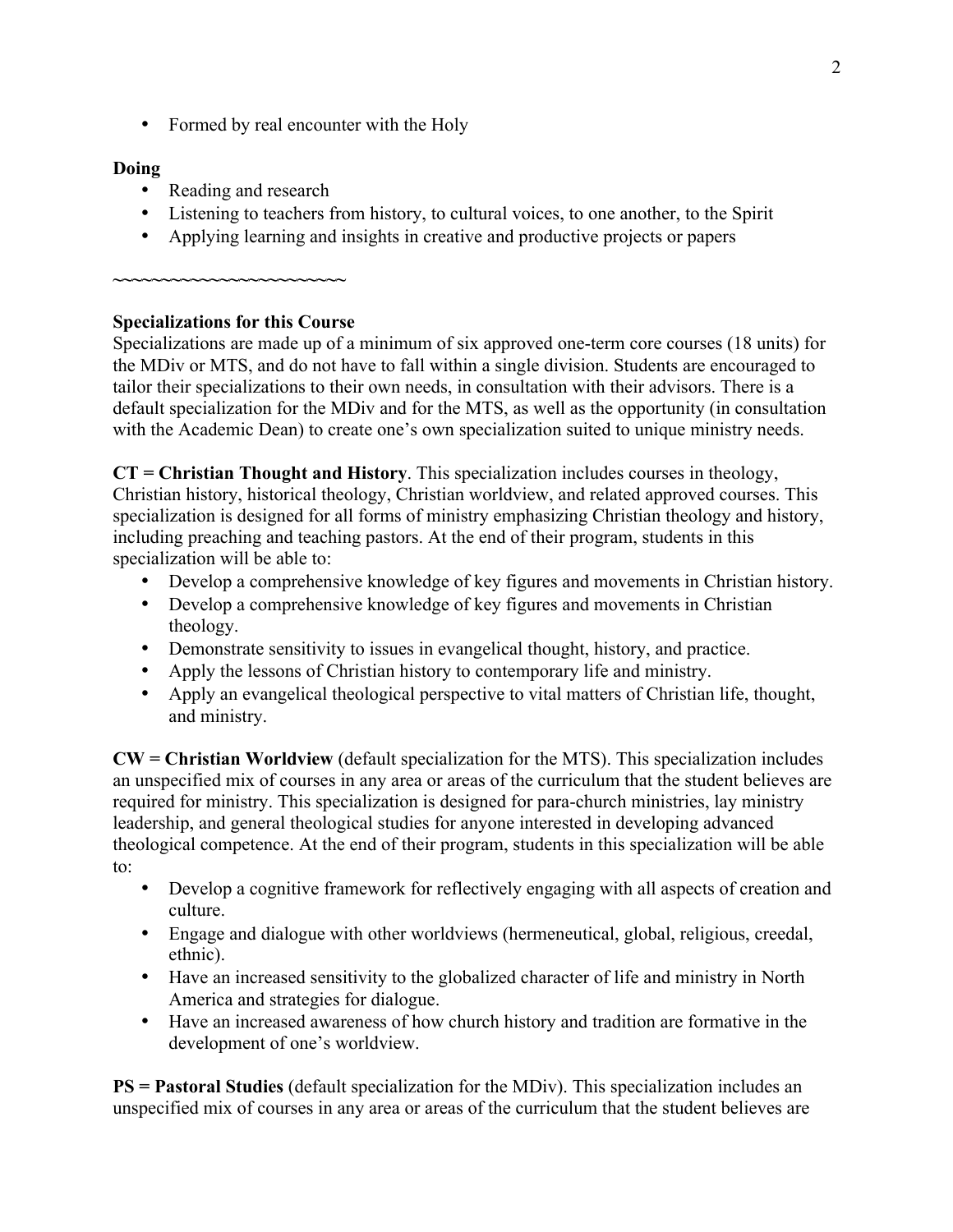- Formed by real encounter with the Holy

**Doing**

- Reading and research
- Listening to teachers from history, to cultural voices, to one another, to the Spirit
- Applying learning and insights in creative and productive projects or papers

~~~~~~~~~~~~~~~~~~~~~~~~

**Specializations for this Course**

Specializations are made up of a minimum of six approved one-term core courses (18 units) for the MDiv or MTS, and do not have to fall within a single division. Students are encouraged to tailor their specializations to their own needs, in consultation with their advisors. There is a default specialization for the MDiv and for the MTS, as well as the opportunity (in consultation with the Academic Dean) to create one's own specialization suited to unique ministry needs.

**CT = Christian Thought and History**. This specialization includes courses in theology, Christian history, historical theology, Christian worldview, and related approved courses. This specialization is designed for all forms of ministry emphasizing Christian theology and history, including preaching and teaching pastors. At the end of their program, students in this specialization will be able to:

- Develop a comprehensive knowledge of key figures and movements in Christian history.
- Develop a comprehensive knowledge of key figures and movements in Christian theology.
- Demonstrate sensitivity to issues in evangelical thought, history, and practice.
- Apply the lessons of Christian history to contemporary life and ministry.
- Apply an evangelical theological perspective to vital matters of Christian life, thought, and ministry.

**CW = Christian Worldview** (default specialization for the MTS). This specialization includes an unspecified mix of courses in any area or areas of the curriculum that the student believes are required for ministry. This specialization is designed for para-church ministries, lay ministry leadership, and general theological studies for anyone interested in developing advanced theological competence. At the end of their program, students in this specialization will be able to:

- Develop a cognitive framework for reflectively engaging with all aspects of creation and culture.
- Engage and dialogue with other worldviews (hermeneutical, global, religious, creedal, ethnic).
- Have an increased sensitivity to the globalized character of life and ministry in North America and strategies for dialogue.
- Have an increased awareness of how church history and tradition are formative in the development of one's worldview.

**PS = Pastoral Studies** (default specialization for the MDiv). This specialization includes an unspecified mix of courses in any area or areas of the curriculum that the student believes are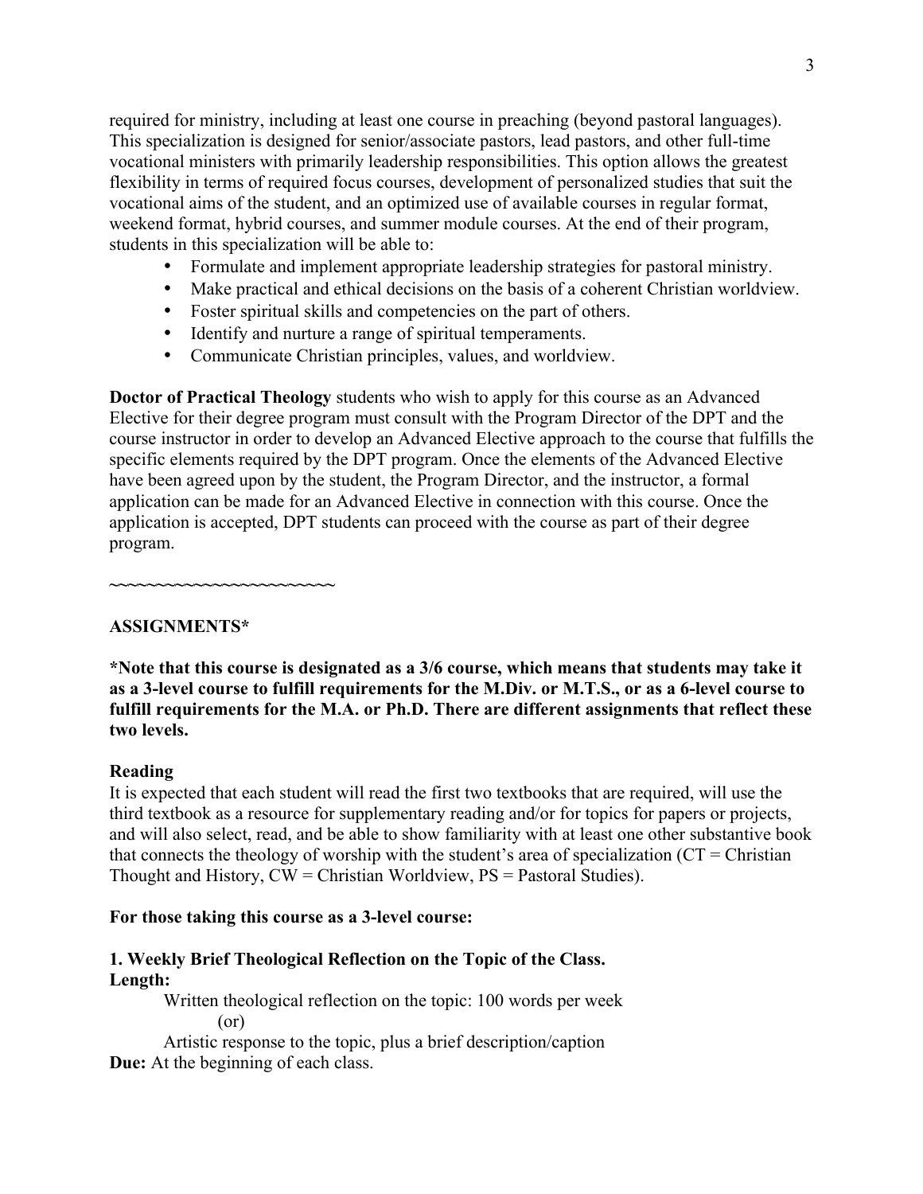required for ministry, including at least one course in preaching (beyond pastoral languages). This specialization is designed for senior/associate pastors, lead pastors, and other full-time vocational ministers with primarily leadership responsibilities. This option allows the greatest flexibility in terms of required focus courses, development of personalized studies that suit the vocational aims of the student, and an optimized use of available courses in regular format, weekend format, hybrid courses, and summer module courses. At the end of their program, students in this specialization will be able to:

- Formulate and implement appropriate leadership strategies for pastoral ministry.
- Make practical and ethical decisions on the basis of a coherent Christian worldview.
- Foster spiritual skills and competencies on the part of others.
- Identify and nurture a range of spiritual temperaments.
- Communicate Christian principles, values, and worldview.

**Doctor of Practical Theology** students who wish to apply for this course as an Advanced Elective for their degree program must consult with the Program Director of the DPT and the course instructor in order to develop an Advanced Elective approach to the course that fulfills the specific elements required by the DPT program. Once the elements of the Advanced Elective have been agreed upon by the student, the Program Director, and the instructor, a formal application can be made for an Advanced Elective in connection with this course. Once the application is accepted, DPT students can proceed with the course as part of their degree program.

~~~~~~~~~~~~~~~~~~~~~~~~

**ASSIGNMENTS***

***Note that this course is designated as a 3/6 course, which means that students may take it as a 3-level course to fulfill requirements for the M.Div. or M.T.S., or as a 6-level course to fulfill requirements for the M.A. or Ph.D. There are different assignments that reflect these two levels.**

**Reading**
It is expected that each student will read the first two textbooks that are required, will use the third textbook as a resource for supplementary reading and/or for topics for papers or projects, and will also select, read, and be able to show familiarity with at least one other substantive book that connects the theology of worship with the student's area of specialization (CT = Christian Thought and History, CW = Christian Worldview, PS = Pastoral Studies).

**For those taking this course as a 3-level course:**

**1. Weekly Brief Theological Reflection on the Topic of the Class.**
**Length:**
Written theological reflection on the topic: 100 words per week
(or)
Artistic response to the topic, plus a brief description/caption
**Due:** At the beginning of each class.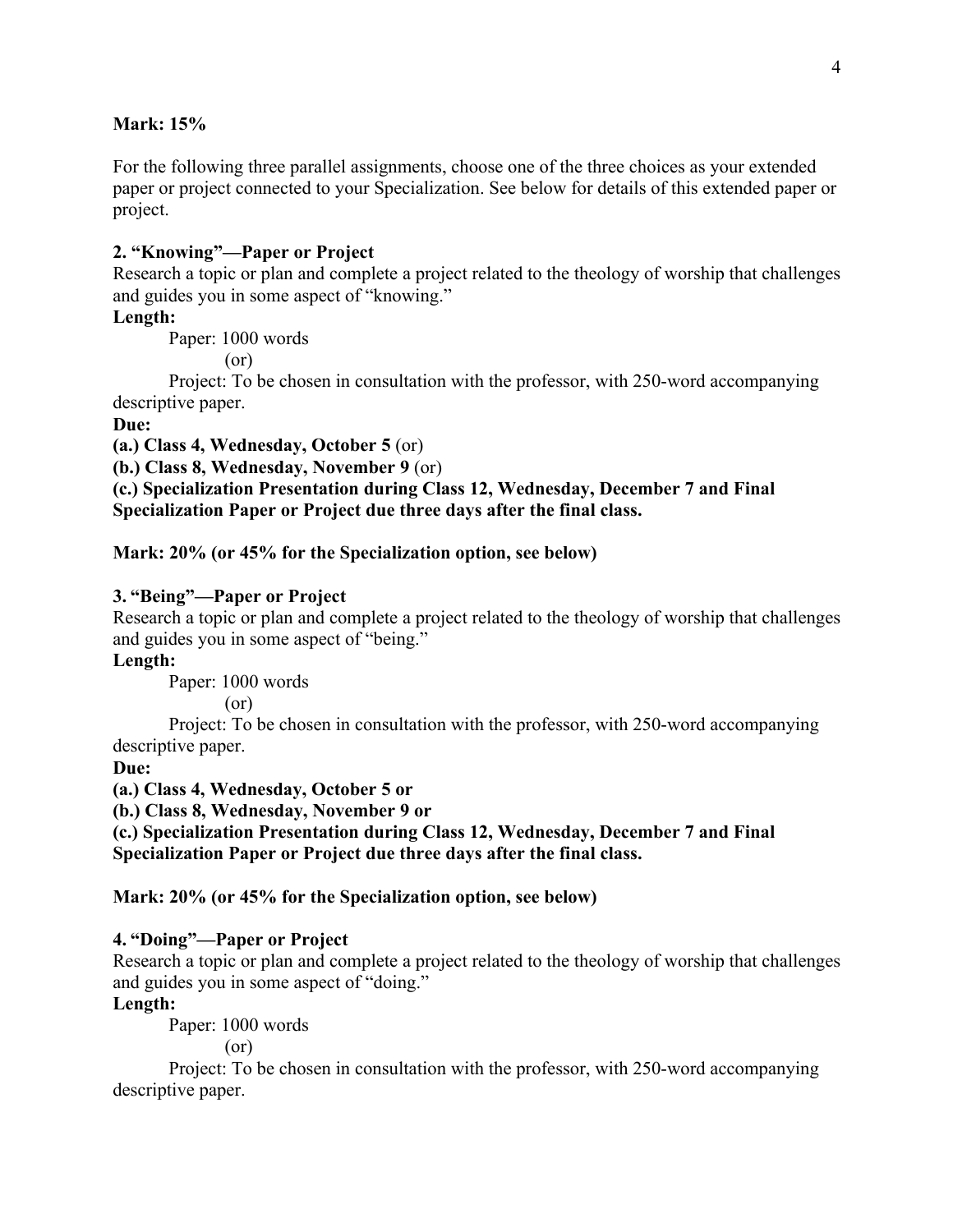**Mark: 15%**

For the following three parallel assignments, choose one of the three choices as your extended paper or project connected to your Specialization. See below for details of this extended paper or project.

**2. "Knowing"—Paper or Project**
Research a topic or plan and complete a project related to the theology of worship that challenges and guides you in some aspect of "knowing."

**Length:**

Paper: 1000 words

(or)

Project: To be chosen in consultation with the professor, with 250-word accompanying descriptive paper.

**Due:**

**(a.) Class 4, Wednesday, October 5** (or)
**(b.) Class 8, Wednesday, November 9** (or)
**(c.) Specialization Presentation during Class 12, Wednesday, December 7 and Final Specialization Paper or Project due three days after the final class.**

**Mark: 20% (or 45% for the Specialization option, see below)**

**3. "Being"—Paper or Project**
Research a topic or plan and complete a project related to the theology of worship that challenges and guides you in some aspect of "being."

**Length:**

Paper: 1000 words

(or)

Project: To be chosen in consultation with the professor, with 250-word accompanying descriptive paper.

**Due:**

**(a.) Class 4, Wednesday, October 5 or**
**(b.) Class 8, Wednesday, November 9 or**
**(c.) Specialization Presentation during Class 12, Wednesday, December 7 and Final Specialization Paper or Project due three days after the final class.**

**Mark: 20% (or 45% for the Specialization option, see below)**

**4. "Doing"—Paper or Project**
Research a topic or plan and complete a project related to the theology of worship that challenges and guides you in some aspect of "doing."

**Length:**

Paper: 1000 words

(or)

Project: To be chosen in consultation with the professor, with 250-word accompanying descriptive paper.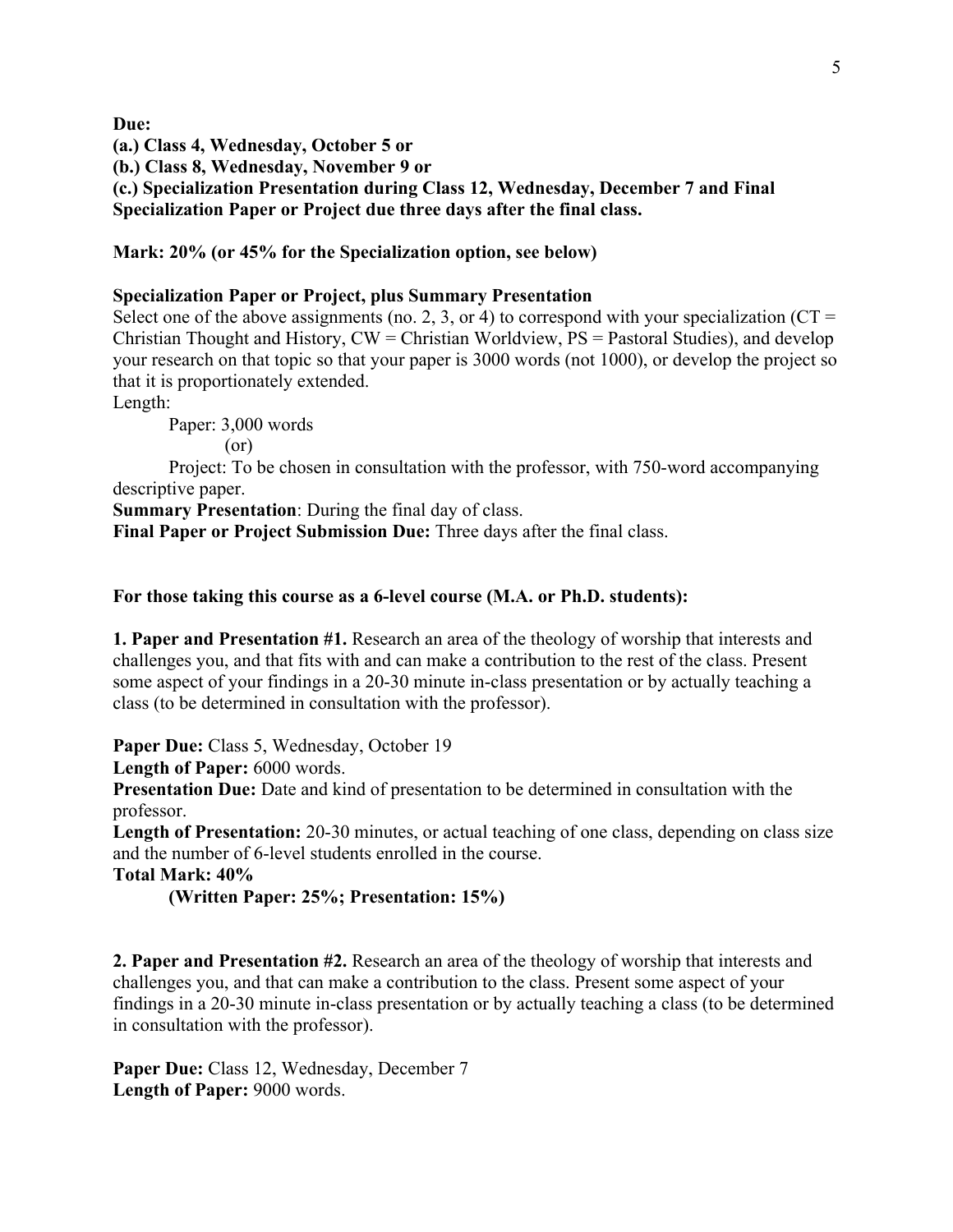**Due:**
**(a.) Class 4, Wednesday, October 5 or**
**(b.) Class 8, Wednesday, November 9 or**
**(c.) Specialization Presentation during Class 12, Wednesday, December 7 and Final Specialization Paper or Project due three days after the final class.**

**Mark: 20% (or 45% for the Specialization option, see below)**

**Specialization Paper or Project, plus Summary Presentation**
Select one of the above assignments (no. 2, 3, or 4) to correspond with your specialization (CT = Christian Thought and History, CW = Christian Worldview, PS = Pastoral Studies), and develop your research on that topic so that your paper is 3000 words (not 1000), or develop the project so that it is proportionately extended.
Length:

Paper: 3,000 words

(or)

Project: To be chosen in consultation with the professor, with 750-word accompanying descriptive paper.

**Summary Presentation**: During the final day of class.
**Final Paper or Project Submission Due:** Three days after the final class.

**For those taking this course as a 6-level course (M.A. or Ph.D. students):**

**1. Paper and Presentation #1.** Research an area of the theology of worship that interests and challenges you, and that fits with and can make a contribution to the rest of the class. Present some aspect of your findings in a 20-30 minute in-class presentation or by actually teaching a class (to be determined in consultation with the professor).

**Paper Due:** Class 5, Wednesday, October 19
**Length of Paper:** 6000 words.
**Presentation Due:** Date and kind of presentation to be determined in consultation with the professor.
**Length of Presentation:** 20-30 minutes, or actual teaching of one class, depending on class size and the number of 6-level students enrolled in the course.
**Total Mark: 40%**
**(Written Paper: 25%; Presentation: 15%)**

**2. Paper and Presentation #2.** Research an area of the theology of worship that interests and challenges you, and that can make a contribution to the class. Present some aspect of your findings in a 20-30 minute in-class presentation or by actually teaching a class (to be determined in consultation with the professor).

**Paper Due:** Class 12, Wednesday, December 7
**Length of Paper:** 9000 words.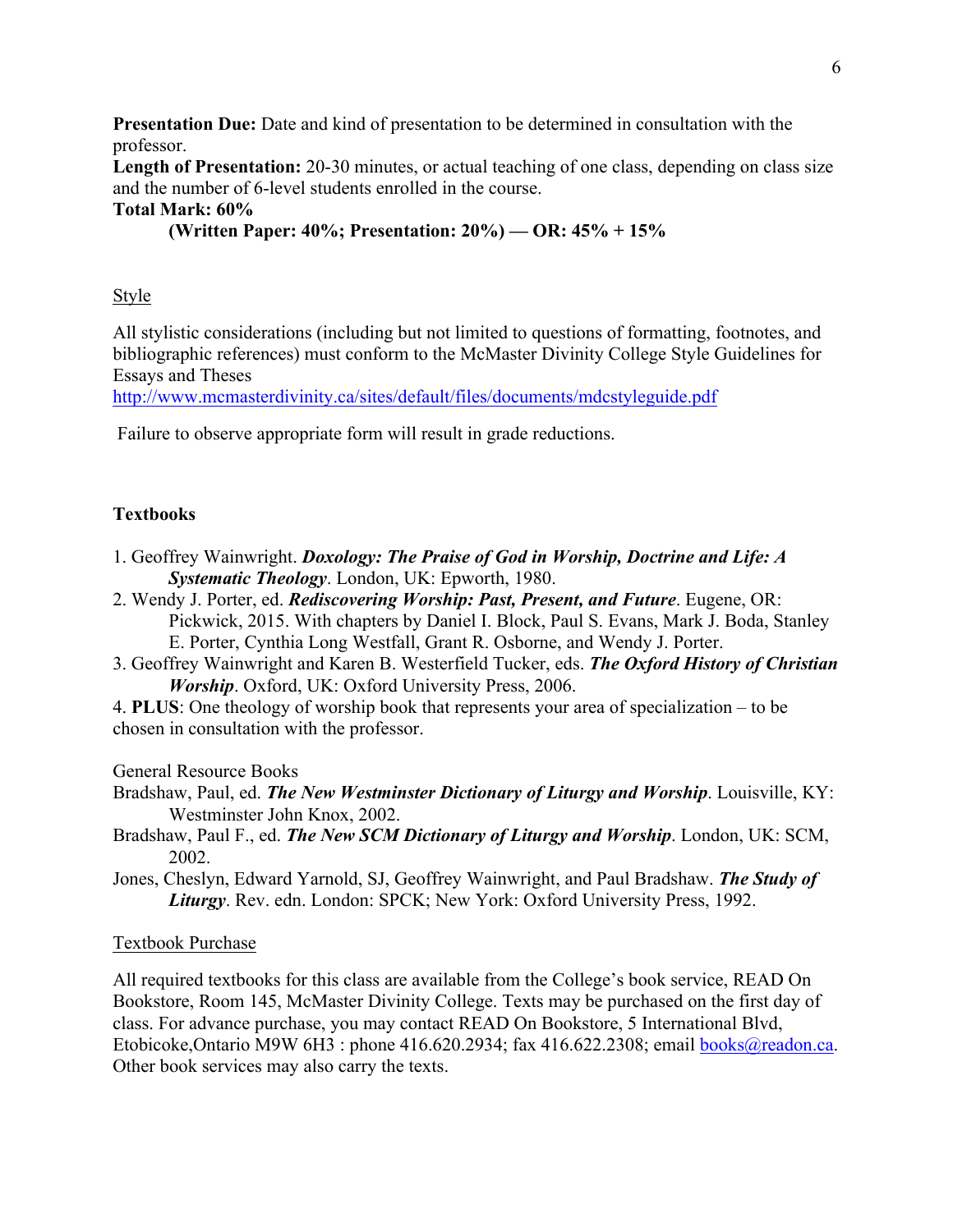**Presentation Due:** Date and kind of presentation to be determined in consultation with the professor.
**Length of Presentation:** 20-30 minutes, or actual teaching of one class, depending on class size and the number of 6-level students enrolled in the course.
**Total Mark: 60%**
**(Written Paper: 40%; Presentation: 20%) — OR: 45% + 15%**

Style

All stylistic considerations (including but not limited to questions of formatting, footnotes, and bibliographic references) must conform to the McMaster Divinity College Style Guidelines for Essays and Theses
http://www.mcmasterdivinity.ca/sites/default/files/documents/mdcstyleguide.pdf

Failure to observe appropriate form will result in grade reductions.

## Textbooks

1. Geoffrey Wainwright. ***Doxology: The Praise of God in Worship, Doctrine and Life: A Systematic Theology***. London, UK: Epworth, 1980.
2. Wendy J. Porter, ed. ***Rediscovering Worship: Past, Present, and Future***. Eugene, OR: Pickwick, 2015. With chapters by Daniel I. Block, Paul S. Evans, Mark J. Boda, Stanley E. Porter, Cynthia Long Westfall, Grant R. Osborne, and Wendy J. Porter.
3. Geoffrey Wainwright and Karen B. Westerfield Tucker, eds. ***The Oxford History of Christian Worship***. Oxford, UK: Oxford University Press, 2006.
4. **PLUS**: One theology of worship book that represents your area of specialization – to be chosen in consultation with the professor.

General Resource Books

Bradshaw, Paul, ed. ***The New Westminster Dictionary of Liturgy and Worship***. Louisville, KY: Westminster John Knox, 2002.

Bradshaw, Paul F., ed. ***The New SCM Dictionary of Liturgy and Worship***. London, UK: SCM, 2002.

Jones, Cheslyn, Edward Yarnold, SJ, Geoffrey Wainwright, and Paul Bradshaw. ***The Study of Liturgy***. Rev. edn. London: SPCK; New York: Oxford University Press, 1992.

Textbook Purchase

All required textbooks for this class are available from the College's book service, READ On Bookstore, Room 145, McMaster Divinity College. Texts may be purchased on the first day of class. For advance purchase, you may contact READ On Bookstore, 5 International Blvd, Etobicoke,Ontario M9W 6H3 : phone 416.620.2934; fax 416.622.2308; email books@readon.ca. Other book services may also carry the texts.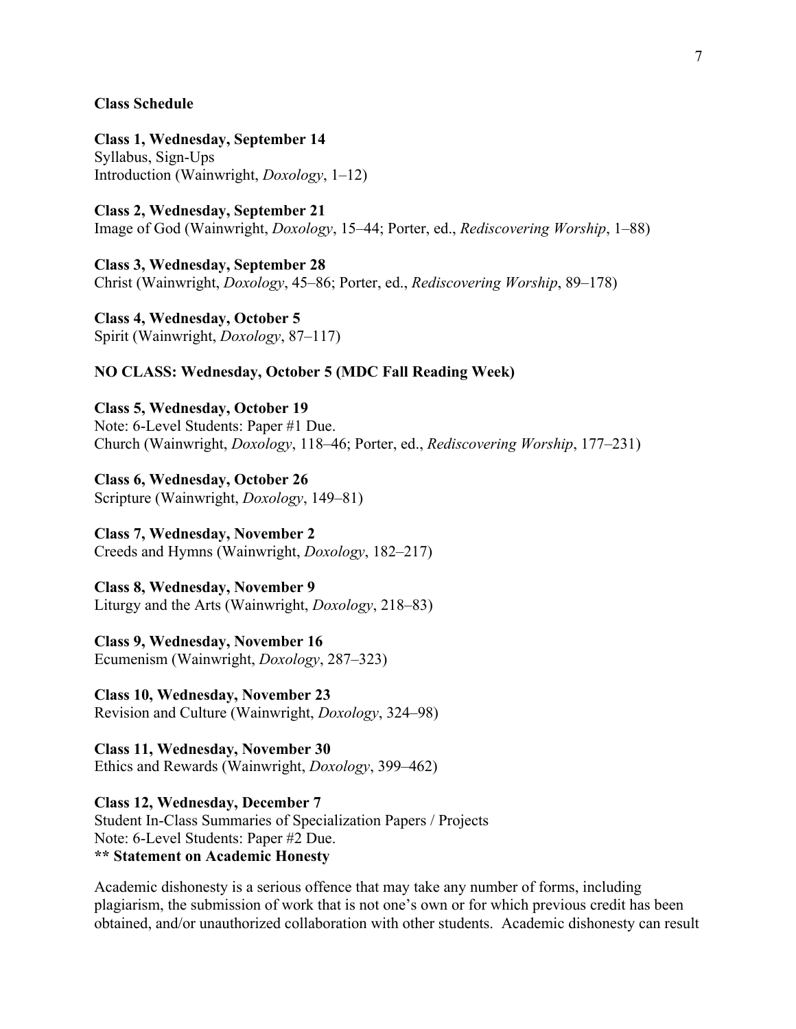**Class Schedule**

**Class 1, Wednesday, September 14**
Syllabus, Sign-Ups
Introduction (Wainwright, *Doxology*, 1–12)

**Class 2, Wednesday, September 21**
Image of God (Wainwright, *Doxology*, 15–44; Porter, ed., *Rediscovering Worship*, 1–88)

**Class 3, Wednesday, September 28**
Christ (Wainwright, *Doxology*, 45–86; Porter, ed., *Rediscovering Worship*, 89–178)

**Class 4, Wednesday, October 5**
Spirit (Wainwright, *Doxology*, 87–117)

**NO CLASS: Wednesday, October 5 (MDC Fall Reading Week)**

**Class 5, Wednesday, October 19**
Note: 6-Level Students: Paper #1 Due.
Church (Wainwright, *Doxology*, 118–46; Porter, ed., *Rediscovering Worship*, 177–231)

**Class 6, Wednesday, October 26**
Scripture (Wainwright, *Doxology*, 149–81)

**Class 7, Wednesday, November 2**
Creeds and Hymns (Wainwright, *Doxology*, 182–217)

**Class 8, Wednesday, November 9**
Liturgy and the Arts (Wainwright, *Doxology*, 218–83)

**Class 9, Wednesday, November 16**
Ecumenism (Wainwright, *Doxology*, 287–323)

**Class 10, Wednesday, November 23**
Revision and Culture (Wainwright, *Doxology*, 324–98)

**Class 11, Wednesday, November 30**
Ethics and Rewards (Wainwright, *Doxology*, 399–462)

**Class 12, Wednesday, December 7**
Student In-Class Summaries of Specialization Papers / Projects
Note: 6-Level Students: Paper #2 Due.
**** Statement on Academic Honesty**

Academic dishonesty is a serious offence that may take any number of forms, including plagiarism, the submission of work that is not one's own or for which previous credit has been obtained, and/or unauthorized collaboration with other students. Academic dishonesty can result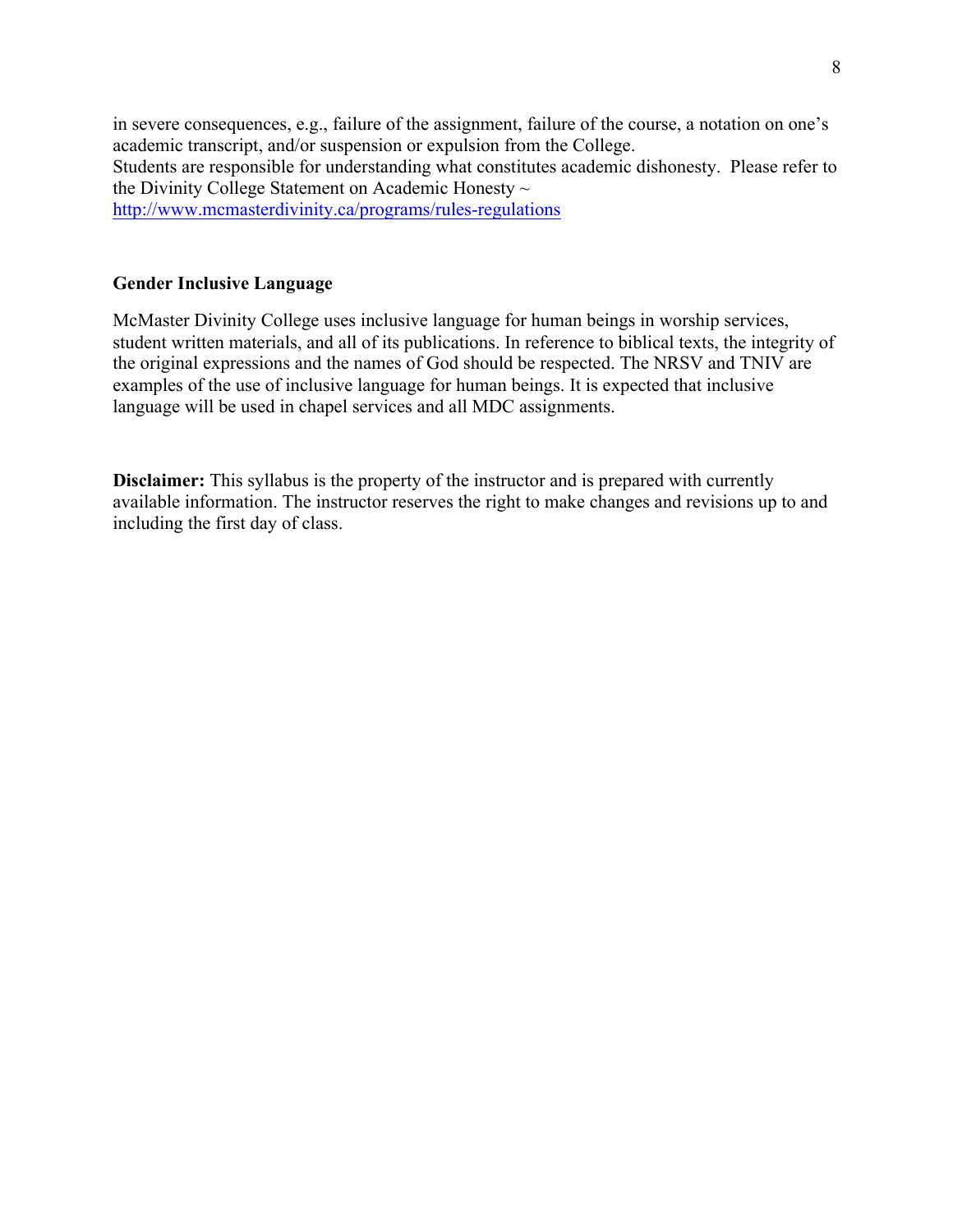in severe consequences, e.g., failure of the assignment, failure of the course, a notation on one's academic transcript, and/or suspension or expulsion from the College.
Students are responsible for understanding what constitutes academic dishonesty. Please refer to the Divinity College Statement on Academic Honesty ~ http://www.mcmasterdivinity.ca/programs/rules-regulations

**Gender Inclusive Language**

McMaster Divinity College uses inclusive language for human beings in worship services, student written materials, and all of its publications. In reference to biblical texts, the integrity of the original expressions and the names of God should be respected. The NRSV and TNIV are examples of the use of inclusive language for human beings. It is expected that inclusive language will be used in chapel services and all MDC assignments.

**Disclaimer:** This syllabus is the property of the instructor and is prepared with currently available information. The instructor reserves the right to make changes and revisions up to and including the first day of class.